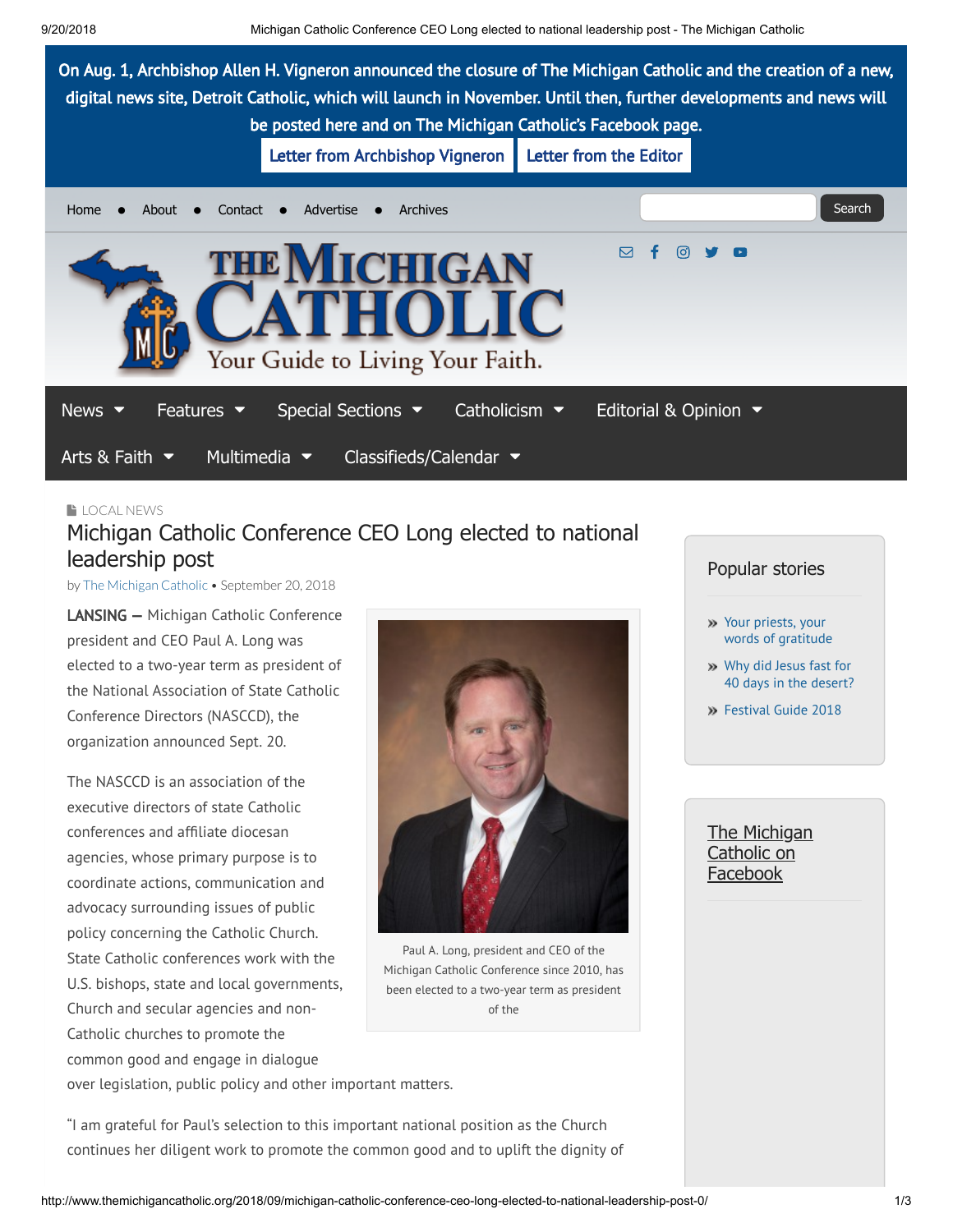On Aug. 1, Archbishop Allen H. Vigneron announced the closure of The Michigan Catholic and the creation of a new, digital news site, Detroit Catholic, which will launch in November. Until then, further developments and news will be posted here and on The Michigan Catholic's Facebook page.

Letter from Archbishop Vigneron | Letter from the Editor

Home • About • Contact • Advertise • Archives

# The Michigan Catholic

Your Guide to Living Your Faith.

News | Features | Special Sections | Catholicism | Editorial & Opinion | Arts & Faith | Multimedia | Classifieds/Calendar

LOCAL NEWS

## Michigan Catholic Conference CEO Long elected to national leadership post

by The Michigan Catholic • September 20, 2018

**LANSING —** Michigan Catholic Conference president and CEO Paul A. Long was elected to a two-year term as president of the National Association of State Catholic Conference Directors (NASCCD), the organization announced Sept. 20.

Paul A. Long, president and CEO of the Michigan Catholic Conference since 2010, has been elected to a two-year term as president of the

The NASCCD is an association of the executive directors of state Catholic conferences and affiliate diocesan agencies, whose primary purpose is to coordinate actions, communication and advocacy surrounding issues of public policy concerning the Catholic Church. State Catholic conferences work with the U.S. bishops, state and local governments, Church and secular agencies and non-Catholic churches to promote the common good and engage in dialogue over legislation, public policy and other important matters.

"I am grateful for Paul's selection to this important national position as the Church continues her diligent work to promote the common good and to uplift the dignity of

### Popular stories

- Your priests, your words of gratitude
- Why did Jesus fast for 40 days in the desert?
- Festival Guide 2018

The Michigan Catholic on Facebook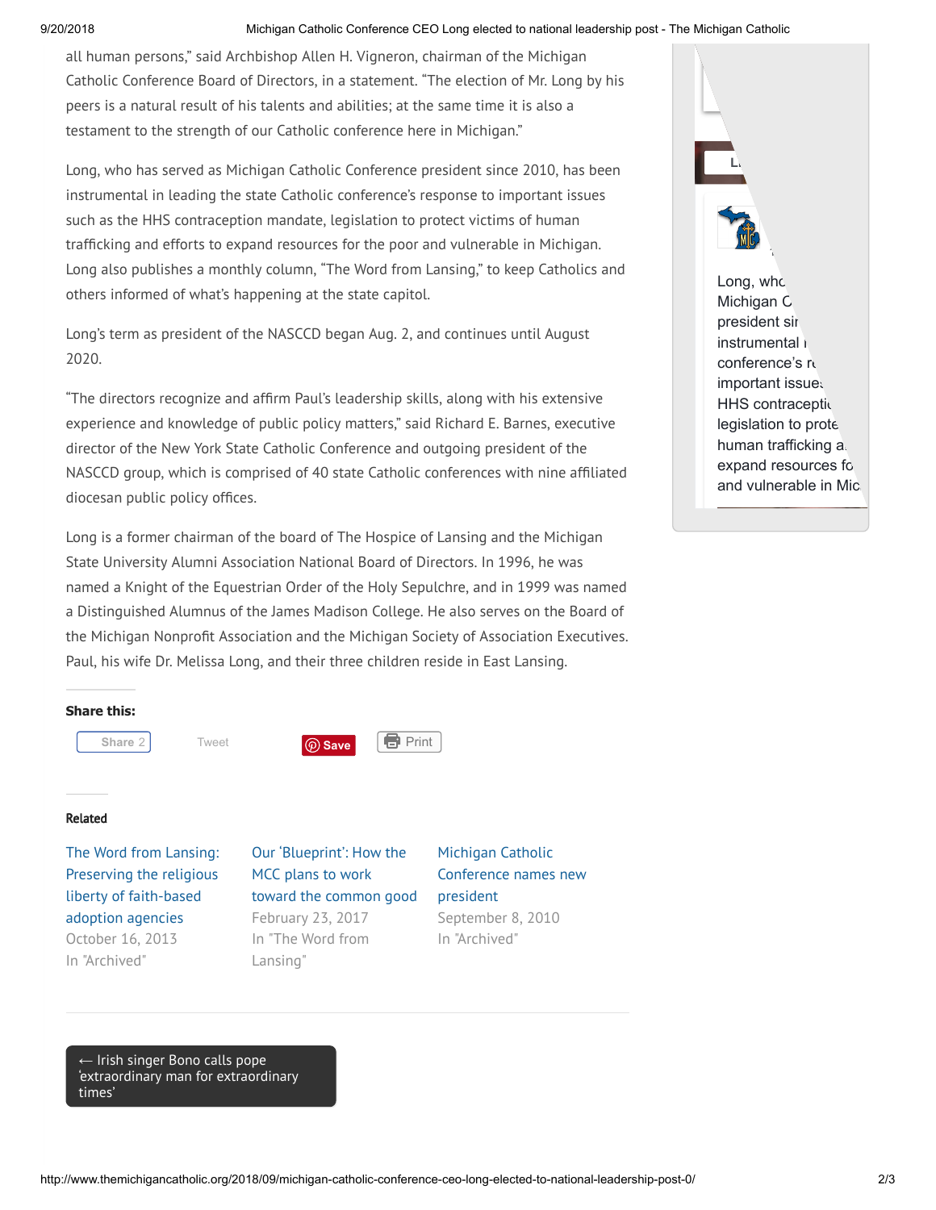all human persons," said Archbishop Allen H. Vigneron, chairman of the Michigan Catholic Conference Board of Directors, in a statement. "The election of Mr. Long by his peers is a natural result of his talents and abilities; at the same time it is also a testament to the strength of our Catholic conference here in Michigan."

Long, who has served as Michigan Catholic Conference president since 2010, has been instrumental in leading the state Catholic conference's response to important issues such as the HHS contraception mandate, legislation to protect victims of human trafficking and efforts to expand resources for the poor and vulnerable in Michigan. Long also publishes a monthly column, "The Word from Lansing," to keep Catholics and others informed of what's happening at the state capitol.

Long's term as president of the NASCCD began Aug. 2, and continues until August 2020.

"The directors recognize and affirm Paul's leadership skills, along with his extensive experience and knowledge of public policy matters," said Richard E. Barnes, executive director of the New York State Catholic Conference and outgoing president of the NASCCD group, which is comprised of 40 state Catholic conferences with nine affiliated diocesan public policy offices.

Long is a former chairman of the board of The Hospice of Lansing and the Michigan State University Alumni Association National Board of Directors. In 1996, he was named a Knight of the Equestrian Order of the Holy Sepulchre, and in 1999 was named a Distinguished Alumnus of the James Madison College. He also serves on the Board of the Michigan Nonprofit Association and the Michigan Society of Association Executives. Paul, his wife Dr. Melissa Long, and their three children reside in East Lansing.

**Share this:**

Share 2 Tweet Save Print

**Related**

The Word from Lansing: Preserving the religious liberty of faith-based adoption agencies
October 16, 2013
In "Archived"

Our 'Blueprint': How the MCC plans to work toward the common good
February 23, 2017
In "The Word from Lansing"

Michigan Catholic Conference names new president
September 8, 2010
In "Archived"

← Irish singer Bono calls pope 'extraordinary man for extraordinary times'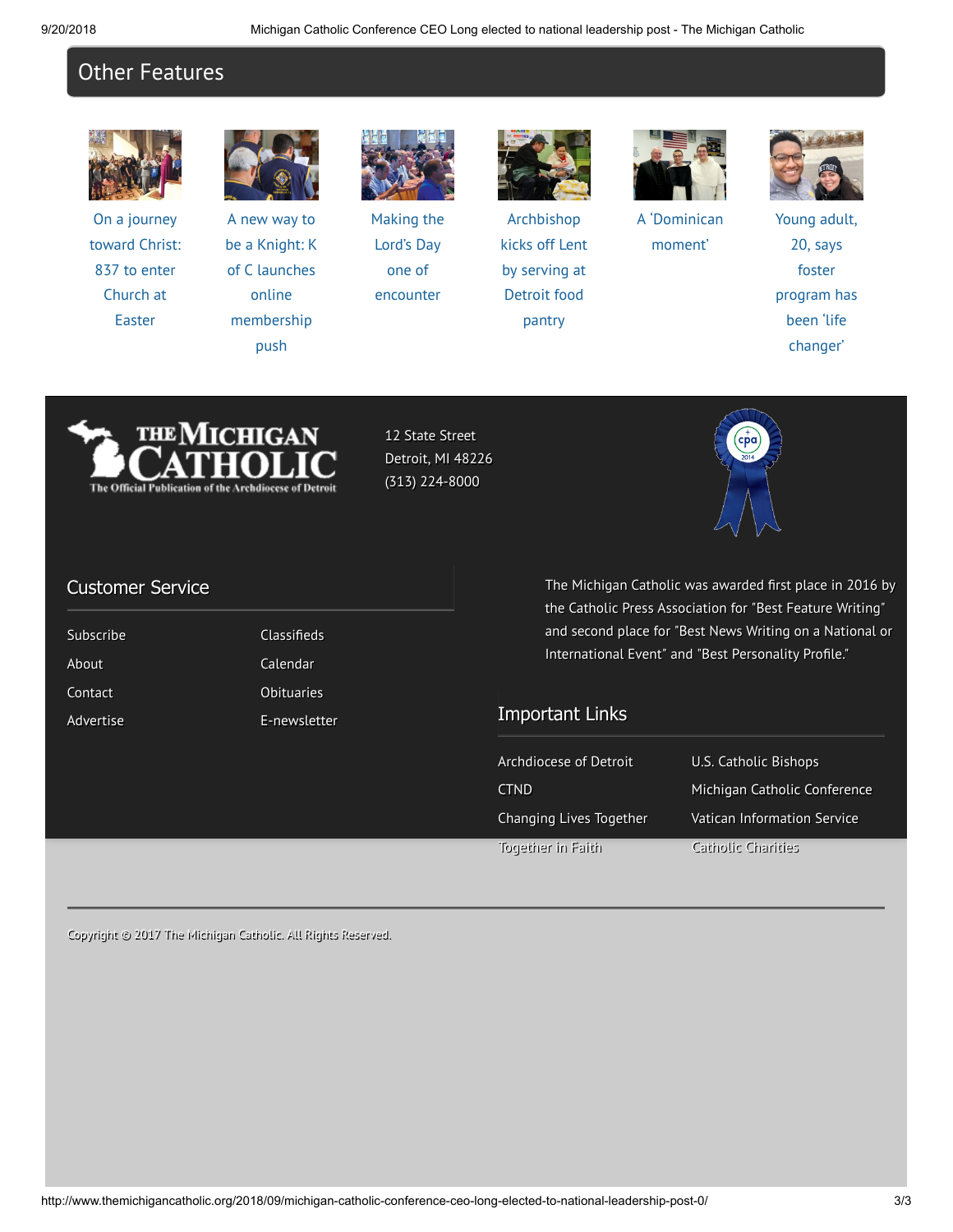## Other Features

On a journey toward Christ: 837 to enter Church at Easter

A new way to be a Knight: K of C launches online membership push

Making the Lord's Day one of encounter

Archbishop kicks off Lent by serving at Detroit food pantry

A 'Dominican moment'

Young adult, 20, says foster program has been 'life changer'

THE MICHIGAN CATHOLIC
The Official Publication of the Archdiocese of Detroit

12 State Street
Detroit, MI 48226
(313) 224-8000

### Customer Service

- Subscribe
- About
- Contact
- Advertise
- Classifieds
- Calendar
- Obituaries
- E-newsletter

The Michigan Catholic was awarded first place in 2016 by the Catholic Press Association for "Best Feature Writing" and second place for "Best News Writing on a National or International Event" and "Best Personality Profile."

### Important Links

- Archdiocese of Detroit
- CTND
- Changing Lives Together
- Together in Faith
- U.S. Catholic Bishops
- Michigan Catholic Conference
- Vatican Information Service
- Catholic Charities

Copyright © 2017 The Michigan Catholic. All Rights Reserved.